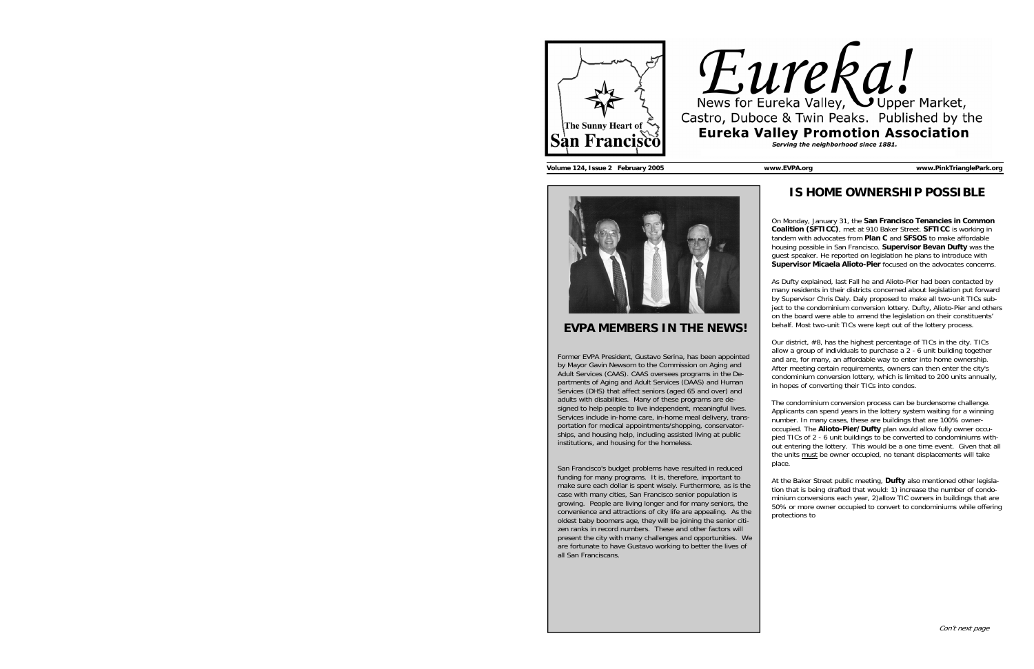# Eureka!

News for Eureka Valley, Upper Market, Castro, Duboce & Twin Peaks. Published by the **Eureka Valley Promotion Association**

*Serving the neighborhood since 1881.*

The Sunny Heart of San Francisco

**Volume 124, Issue 2 February 2005** **www.EVPA.org** **www.PinkTrianglePark.org**

## EVPA MEMBERS IN THE NEWS!

Former EVPA President, Gustavo Serina, has been appointed by Mayor Gavin Newsom to the Commission on Aging and Adult Services (CAAS). CAAS oversees programs in the Departments of Aging and Adult Services (DAAS) and Human Services (DHS) that affect seniors (aged 65 and over) and adults with disabilities. Many of these programs are designed to help people to live independent, meaningful lives. Services include in-home care, in-home meal delivery, transportation for medical appointments/shopping, conservatorships, and housing help, including assisted living at public institutions, and housing for the homeless.

San Francisco's budget problems have resulted in reduced funding for many programs. It is, therefore, important to make sure each dollar is spent wisely. Furthermore, as is the case with many cities, San Francisco senior population is growing. People are living longer and for many seniors, the convenience and attractions of city life are appealing. As the oldest baby boomers age, they will be joining the senior citizen ranks in record numbers. These and other factors will present the city with many challenges and opportunities. We are fortunate to have Gustavo working to better the lives of all San Franciscans.

## IS HOME OWNERSHIP POSSIBLE

On Monday, January 31, the **San Francisco Tenancies in Common Coalition (SFTICC)**, met at 910 Baker Street. **SFTICC** is working in tandem with advocates from **Plan C** and **SFSOS** to make affordable housing possible in San Francisco. **Supervisor Bevan Dufty** was the guest speaker. He reported on legislation he plans to introduce with **Supervisor Micaela Alioto-Pier** focused on the advocates concerns.

As Dufty explained, last Fall he and Alioto-Pier had been contacted by many residents in their districts concerned about legislation put forward by Supervisor Chris Daly. Daly proposed to make all two-unit TICs subject to the condominium conversion lottery. Dufty, Alioto-Pier and others on the board were able to amend the legislation on their constituents' behalf. Most two-unit TICs were kept out of the lottery process.

Our district, #8, has the highest percentage of TICs in the city. TICs allow a group of individuals to purchase a 2 - 6 unit building together and are, for many, an affordable way to enter into home ownership. After meeting certain requirements, owners can then enter the city's condominium conversion lottery, which is limited to 200 units annually, in hopes of converting their TICs into condos.

The condominium conversion process can be burdensome challenge. Applicants can spend years in the lottery system waiting for a winning number. In many cases, these are buildings that are 100% owner-occupied. The **Alioto-Pier/Dufty** plan would allow fully owner occupied TICs of 2 - 6 unit buildings to be converted to condominiums without entering the lottery. This would be a one time event. Given that all the units must be owner occupied, no tenant displacements will take place.

At the Baker Street public meeting, **Dufty** also mentioned other legislation that is being drafted that would: 1) increase the number of condominium conversions each year, 2)allow TIC owners in buildings that are 50% or more owner occupied to convert to condominiums while offering protections to

*Con't next page*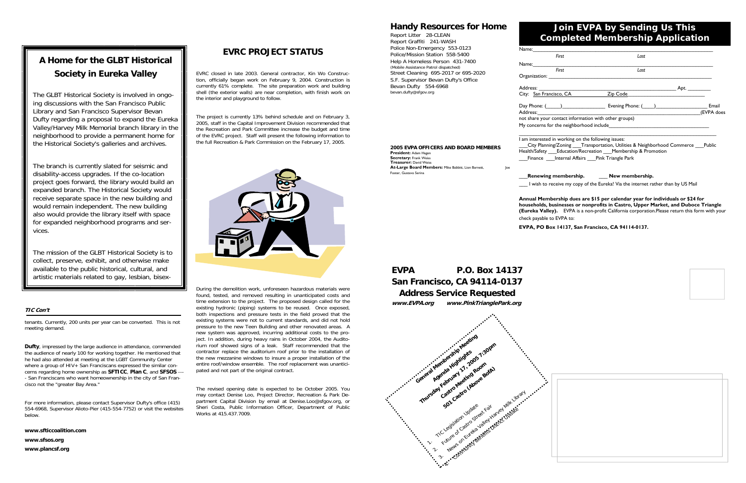## A Home for the GLBT Historical Society in Eureka Valley

The GLBT Historical Society is involved in ongoing discussions with the San Francisco Public Library and San Francisco Supervisor Bevan Dufty regarding a proposal to expand the Eureka Valley/Harvey Milk Memorial branch library in the neighborhood to provide a permanent home for the Historical Society's galleries and archives.

The branch is currently slated for seismic and disability-access upgrades. If the co-location project goes forward, the library would build an expanded branch. The Historical Society would receive separate space in the new building and would remain independent. The new building also would provide the library itself with space for expanded neighborhood programs and services.

The mission of the GLBT Historical Society is to collect, preserve, exhibit, and otherwise make available to the public historical, cultural, and artistic materials related to gay, lesbian, bisex-

### *TIC Con't*

tenants. Currently, 200 units per year can be converted. This is not meeting demand.

**Dufty**, impressed by the large audience in attendance, commended the audience of nearly 100 for working together. He mentioned that he had also attended at meeting at the LGBT Community Center where a group of HIV+ San Franciscans expressed the similar concerns regarding home ownership as **SFTICC**, **Plan C**, and **SFSOS** ---- San Franciscans who want homeownership in the city of San Francisco not the "greater Bay Area."

For more information, please contact Supervisor Dufty's office (415) 554-6968, Supervisor Alioto-Pier (415-554-7752) or visit the websites below.

**www.sfticcoalition.com**

**www.sfsos.org**

**www.plancsf.org**

## EVRC PROJECT STATUS

EVRC closed in late 2003. General contractor, Kin Wo Construction, officially began work on February 9, 2004. Construction is currently 61% complete. The site preparation work and building shell (the exterior walls) are near completion, with finish work on the interior and playground to follow.

The project is currently 13% behind schedule and on February 3, 2005, staff in the Capital Improvement Division recommended that the Recreation and Park Committee increase the budget and time of the EVRC project. Staff will present the following information to the full Recreation & Park Commission on the February 17, 2005.

During the demolition work, unforeseen hazardous materials were found, tested, and removed resulting in unanticipated costs and time extension to the project. The proposed design called for the existing hydronic (piping) systems to be reused. Once exposed, both inspections and pressure tests in the field proved that the existing systems were not to current standards, and did not hold pressure to the new Teen Building and other renovated areas. A new system was approved, incurring additional costs to the project. In addition, during heavy rains in October 2004, the Auditorium roof showed signs of a leak. Staff recommended that the contractor replace the auditorium roof prior to the installation of the new mezzanine windows to insure a proper installation of the entire roof/window ensemble. The roof replacement was unanticipated and not part of the original contract.

The revised opening date is expected to be October 2005. You may contact Denise Loo, Project Director, Recreation & Park Department Capital Division by email at Denise.Loo@sfgov.org, or Sheri Costa, Public Information Officer, Department of Public Works at 415.437.7009.

## Handy Resources for Home

Report Litter 28-CLEAN
Report Graffiti 241-WASH
Police Non-Emergency 553-0123
Police/Mission Station 558-5400
Help A Homeless Person 431-7400
(Mobile Assistance Patrol dispatched)
Street Cleaning 695-2017 or 695-2020
S.F. Supervisor Bevan Dufty's Office
Bevan Dufty 554-6968
bevan.dufty@sfgov.org

**2005 EVPA OFFICERS AND BOARD MEMBERS**
**President:** Adam Hagen
**Secretary:** Frank Weiss
**Treasurer:** David Weiss
**At-Large Board Members:** Mike Babbitt, Lion Barnett, Joe Foster, Gustavo Serina

## Join EVPA by Sending Us This Completed Membership Application

Name:______________________________________________
First Last
Name:______________________________________________
First Last
Organization: ________________________________________
Address: _________________________________ Apt. ________
City: San Francisco, CA Zip Code__________________

Day Phone: (____)______________ Evening Phone: (____)______________ Email Address:_________________________________(EVPA does not share your contact information with other groups)
My concerns for the neighborhood include__________________________
_____________________________________________________________

I am interested in working on the following issues:
___City Planning/Zoning ___Transportation, Utilities & Neighborhood Commerce ___Public Health/Safety ___Education/Recreation ___Membership & Promotion
___Finance ___Internal Affairs ___Pink Triangle Park

**___Renewing membership.** **___ New membership.**

___ I wish to receive my copy of the Eureka! Via the internet rather than by US Mail

**Annual Membership dues are $15 per calendar year for individuals or $24 for households, businesses or nonprofits in Castro, Upper Market, and Duboce Triangle (Eureka Valley).** EVPA is a non-profit California corporation.Please return this form with your check payable to EVPA to:

**EVPA, PO Box 14137, San Francisco, CA 94114-0137.**

**EVPA P.O. Box 14137**
**San Francisco, CA 94114-0137**
**Address Service Requested**
***www.EVPA.org www.PinkTrianglePark.org***

**General Membership Meeting**
**Agenda Highlights**
**Thursday February 17, 2005 7:30pm**
**Castro Meeting Room**
**501 Castro (Above BofA)**

1. TIC Legislation Update
2. Future of Castro Street Fair
3. News on Eureka Valley-Harvey Milk Library
4. Community Benefits District Update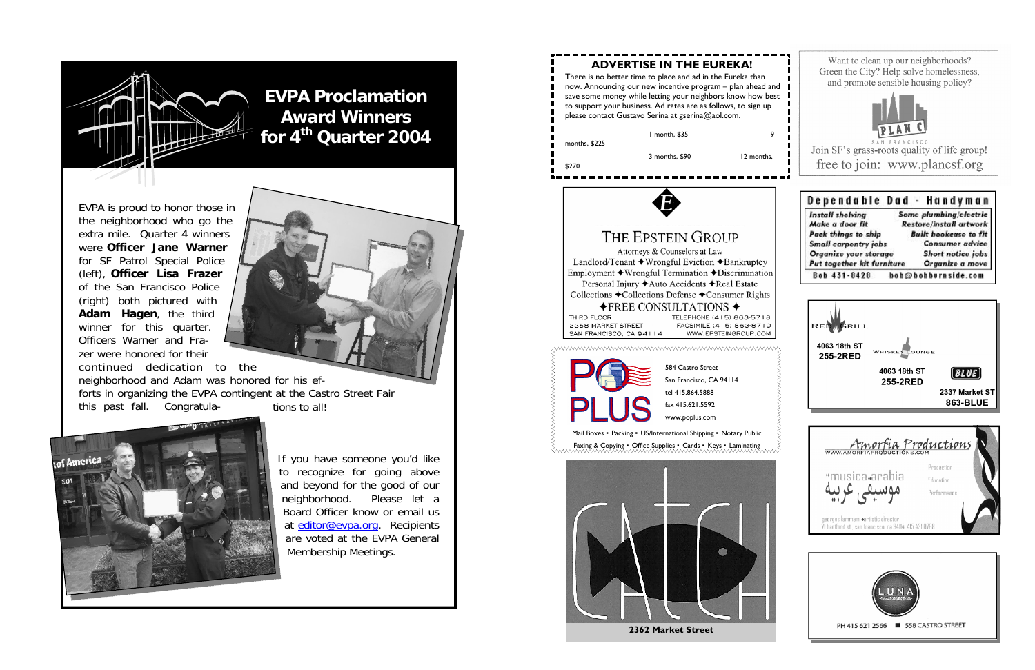# EVPA Proclamation Award Winners for 4th Quarter 2004

EVPA is proud to honor those in the neighborhood who go the extra mile. Quarter 4 winners were **Officer Jane Warner** for SF Patrol Special Police (left), **Officer Lisa Frazer** of the San Francisco Police (right) both pictured with **Adam Hagen**, the third winner for this quarter. Officers Warner and Frazer were honored for their continued dedication to the neighborhood and Adam was honored for his efforts in organizing the EVPA contingent at the Castro Street Fair this past fall. Congratulations to all!

If you have someone you'd like to recognize for going above and beyond for the good of our neighborhood. Please let a Board Officer know or email us at editor@evpa.org. Recipients are voted at the EVPA General Membership Meetings.

## ADVERTISE IN THE EUREKA!

There is no better time to place and ad in the Eureka than now. Announcing our new incentive program – plan ahead and save some money while letting your neighbors know how best to support your business. Ad rates are as follows, to sign up please contact Gustavo Serina at gserina@aol.com.

1 month, $35 | 3 months, $90 | 9 months, $225 | 12 months, $270

THE EPSTEIN GROUP
Attorneys & Counselors at Law
Landlord/Tenant ✦Wrongful Eviction ✦Bankruptcy
Employment ✦Wrongful Termination ✦Discrimination
Personal Injury ✦Auto Accidents ✦Real Estate
Collections ✦Collections Defense ✦Consumer Rights
✦FREE CONSULTATIONS ✦
THIRD FLOOR
2358 MARKET STREET
SAN FRANCISCO, CA 94114
TELEPHONE (415) 863-5718
FACSIMILE (415) 863-8719
WWW.EPSTEINGROUP.COM

PO PLUS
584 Castro Street
San Francisco, CA 94114
tel 415.864.5888
fax 415.621.5592
www.poplus.com
Mail Boxes • Packing • US/International Shipping • Notary Public
Faxing & Copying • Office Supplies • Cards • Keys • Laminating

CATCH
2362 Market Street

Want to clean up our neighborhoods? Green the City? Help solve homelessness, and promote sensible housing policy?
PLAN C SAN FRANCISCO
Join SF's grass-roots quality of life group!
free to join: www.plancsf.org

Dependable Dad - Handyman

| | |
|---|---|
| Install shelving | Some plumbing/electric |
| Make a door fit | Restore/install artwork |
| Pack things to ship | Built bookcase to fit |
| Small carpentry jobs | Consumer advice |
| Organize your storage | Short notice jobs |
| Put together kit furniture | Organize a move |

Bob 431-8428 bob@bobburnside.com

RED GRILL
4063 18th ST
255-2RED
WHISKEY LOUNGE
4063 18th ST
255-2RED
BLUE
2337 Market ST
863-BLUE

Amorfia Productions
WWW.AMORFIAPRODUCTIONS.COM
musica arabia
موسيقى عربية
Production
Education
Performance
georges lammam artistic director
71 hartford st., san francisco, ca 94114 415.431.0768

LUNA
PH 415 621 2566 ■ 558 CASTRO STREET